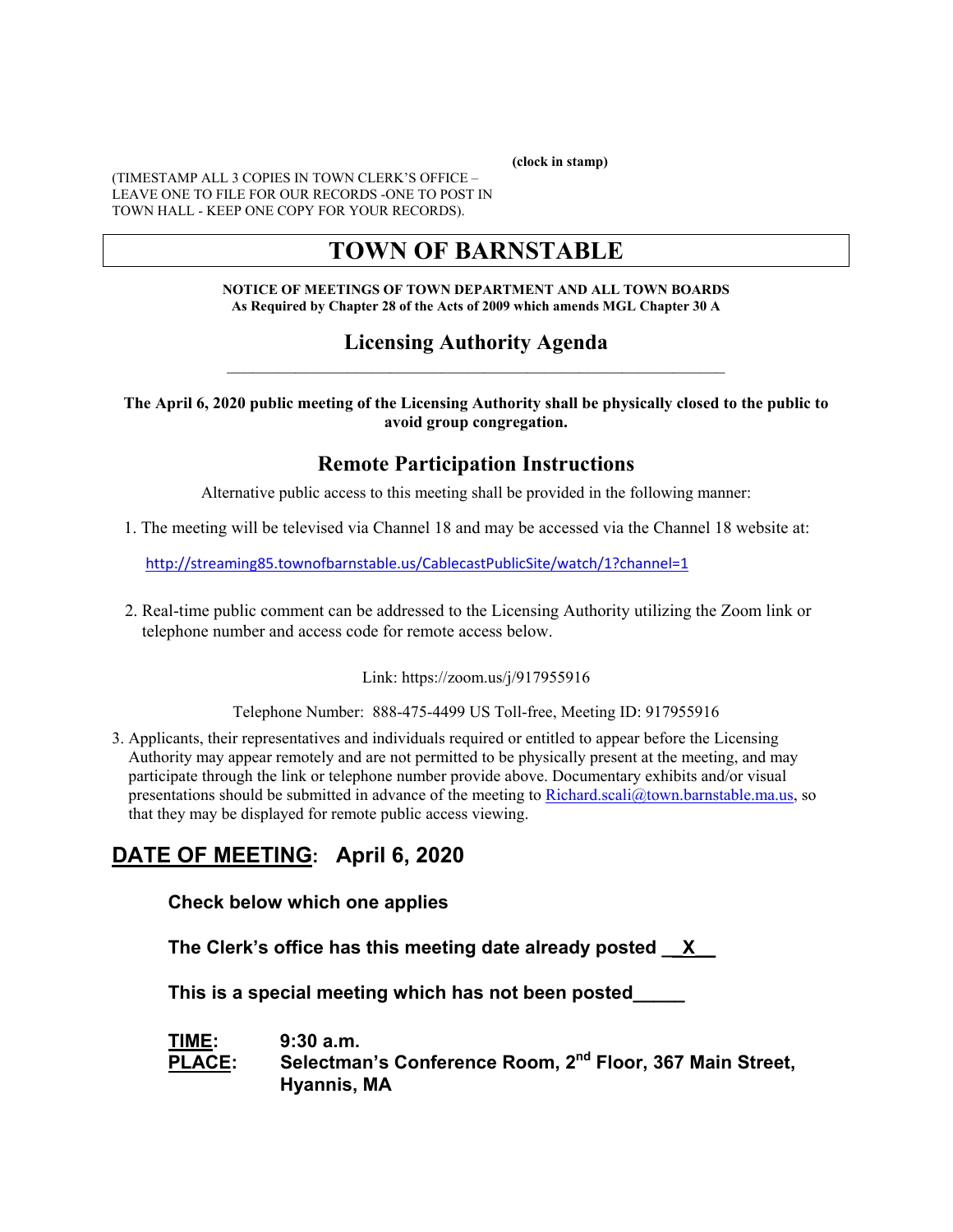(clock in stamp)

(TIMESTAMP ALL 3 COPIES IN TOWN CLERK'S OFFICE – LEAVE ONE TO FILE FOR OUR RECORDS -ONE TO POST IN TOWN HALL - KEEP ONE COPY FOR YOUR RECORDS).

# TOWN OF BARNSTABLE

**NOTICE OF MEETINGS OF TOWN DEPARTMENT AND ALL TOWN BOARDS**
**As Required by Chapter 28 of the Acts of 2009 which amends MGL Chapter 30 A**

## Licensing Authority Agenda

---

**The April 6, 2020 public meeting of the Licensing Authority shall be physically closed to the public to avoid group congregation.**

## Remote Participation Instructions

Alternative public access to this meeting shall be provided in the following manner:

1. The meeting will be televised via Channel 18 and may be accessed via the Channel 18 website at:

   http://streaming85.townofbarnstable.us/CablecastPublicSite/watch/1?channel=1

2. Real-time public comment can be addressed to the Licensing Authority utilizing the Zoom link or telephone number and access code for remote access below.

   Link: https://zoom.us/j/917955916

   Telephone Number: 888-475-4499 US Toll-free, Meeting ID: 917955916

3. Applicants, their representatives and individuals required or entitled to appear before the Licensing Authority may appear remotely and are not permitted to be physically present at the meeting, and may participate through the link or telephone number provide above. Documentary exhibits and/or visual presentations should be submitted in advance of the meeting to Richard.scali@town.barnstable.ma.us, so that they may be displayed for remote public access viewing.

## DATE OF MEETING: April 6, 2020

**Check below which one applies**

**The Clerk's office has this meeting date already posted __X__**

**This is a special meeting which has not been posted_____**

**TIME:** 9:30 a.m.
**PLACE:** Selectman's Conference Room, 2nd Floor, 367 Main Street, Hyannis, MA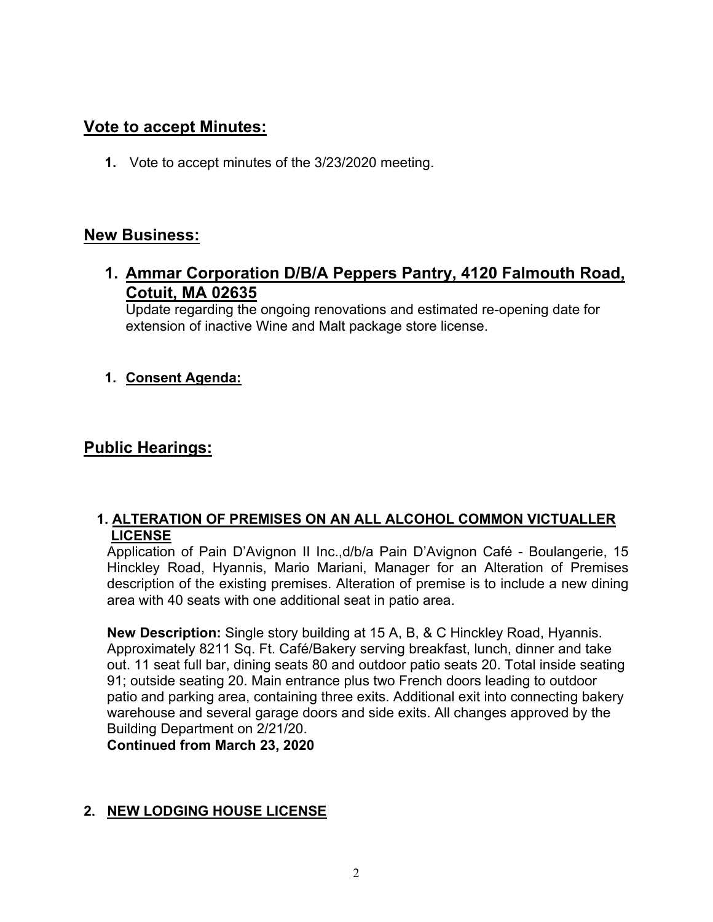## Vote to accept Minutes:

**1.** Vote to accept minutes of the 3/23/2020 meeting.

## New Business:

### 1. Ammar Corporation D/B/A Peppers Pantry, 4120 Falmouth Road, Cotuit, MA 02635

Update regarding the ongoing renovations and estimated re-opening date for extension of inactive Wine and Malt package store license.

**1. Consent Agenda:**

## Public Hearings:

**1. ALTERATION OF PREMISES ON AN ALL ALCOHOL COMMON VICTUALLER LICENSE**

Application of Pain D'Avignon II Inc.,d/b/a Pain D'Avignon Café - Boulangerie, 15 Hinckley Road, Hyannis, Mario Mariani, Manager for an Alteration of Premises description of the existing premises. Alteration of premise is to include a new dining area with 40 seats with one additional seat in patio area.

**New Description:** Single story building at 15 A, B, & C Hinckley Road, Hyannis. Approximately 8211 Sq. Ft. Café/Bakery serving breakfast, lunch, dinner and take out. 11 seat full bar, dining seats 80 and outdoor patio seats 20. Total inside seating 91; outside seating 20. Main entrance plus two French doors leading to outdoor patio and parking area, containing three exits. Additional exit into connecting bakery warehouse and several garage doors and side exits. All changes approved by the Building Department on 2/21/20.

**Continued from March 23, 2020**

**2. NEW LODGING HOUSE LICENSE**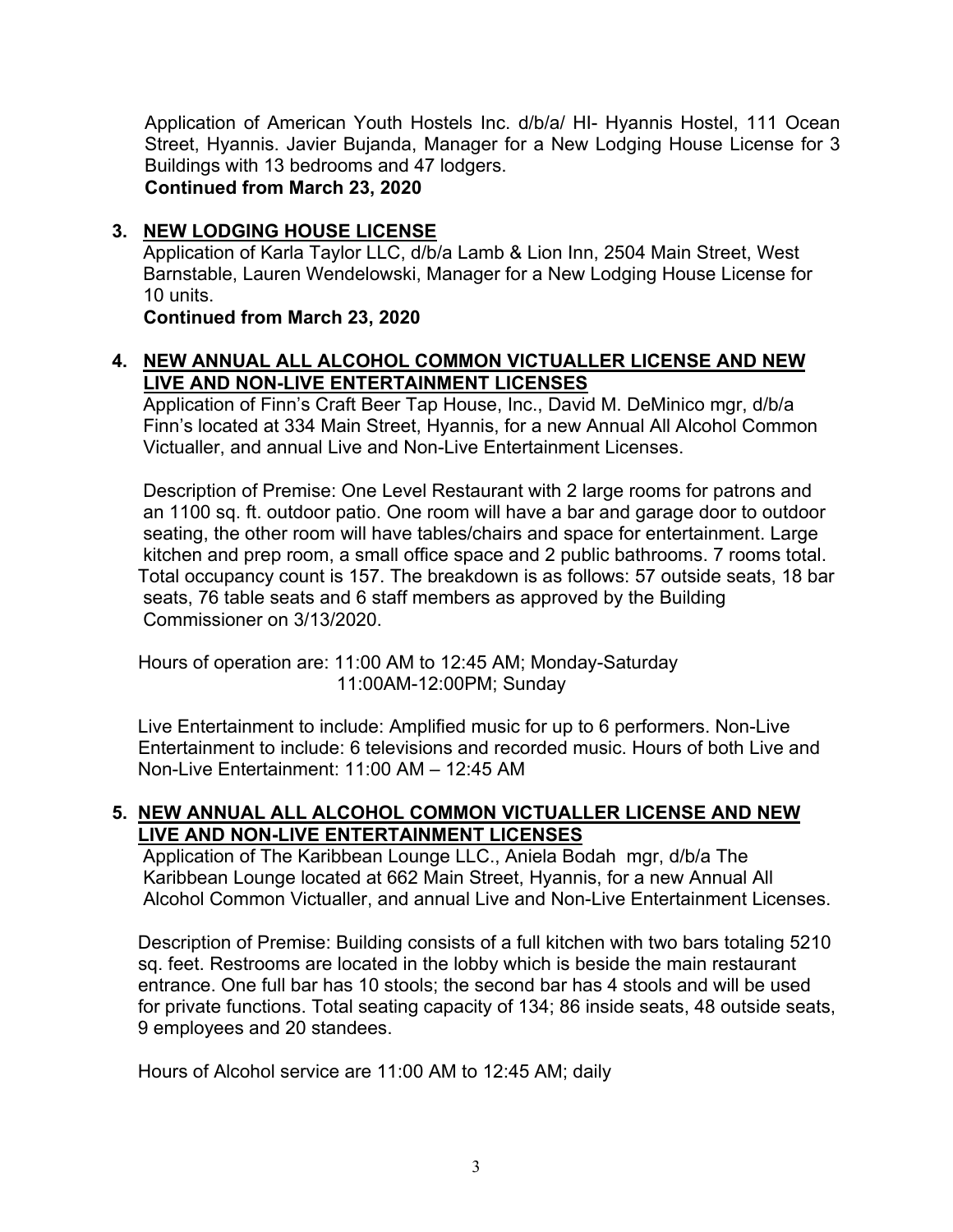Application of American Youth Hostels Inc. d/b/a/ HI- Hyannis Hostel, 111 Ocean Street, Hyannis. Javier Bujanda, Manager for a New Lodging House License for 3 Buildings with 13 bedrooms and 47 lodgers.
**Continued from March 23, 2020**

3. **NEW LODGING HOUSE LICENSE**
   Application of Karla Taylor LLC, d/b/a Lamb & Lion Inn, 2504 Main Street, West Barnstable, Lauren Wendelowski, Manager for a New Lodging House License for 10 units.
   **Continued from March 23, 2020**

4. **NEW ANNUAL ALL ALCOHOL COMMON VICTUALLER LICENSE AND NEW LIVE AND NON-LIVE ENTERTAINMENT LICENSES**
   Application of Finn's Craft Beer Tap House, Inc., David M. DeMinico mgr, d/b/a Finn's located at 334 Main Street, Hyannis, for a new Annual All Alcohol Common Victualler, and annual Live and Non-Live Entertainment Licenses.

   Description of Premise: One Level Restaurant with 2 large rooms for patrons and an 1100 sq. ft. outdoor patio. One room will have a bar and garage door to outdoor seating, the other room will have tables/chairs and space for entertainment. Large kitchen and prep room, a small office space and 2 public bathrooms. 7 rooms total. Total occupancy count is 157. The breakdown is as follows: 57 outside seats, 18 bar seats, 76 table seats and 6 staff members as approved by the Building Commissioner on 3/13/2020.

   Hours of operation are: 11:00 AM to 12:45 AM; Monday-Saturday
   11:00AM-12:00PM; Sunday

   Live Entertainment to include: Amplified music for up to 6 performers. Non-Live Entertainment to include: 6 televisions and recorded music. Hours of both Live and Non-Live Entertainment: 11:00 AM – 12:45 AM

5. **NEW ANNUAL ALL ALCOHOL COMMON VICTUALLER LICENSE AND NEW LIVE AND NON-LIVE ENTERTAINMENT LICENSES**
   Application of The Karibbean Lounge LLC., Aniela Bodah mgr, d/b/a The Karibbean Lounge located at 662 Main Street, Hyannis, for a new Annual All Alcohol Common Victualler, and annual Live and Non-Live Entertainment Licenses.

   Description of Premise: Building consists of a full kitchen with two bars totaling 5210 sq. feet. Restrooms are located in the lobby which is beside the main restaurant entrance. One full bar has 10 stools; the second bar has 4 stools and will be used for private functions. Total seating capacity of 134; 86 inside seats, 48 outside seats, 9 employees and 20 standees.

   Hours of Alcohol service are 11:00 AM to 12:45 AM; daily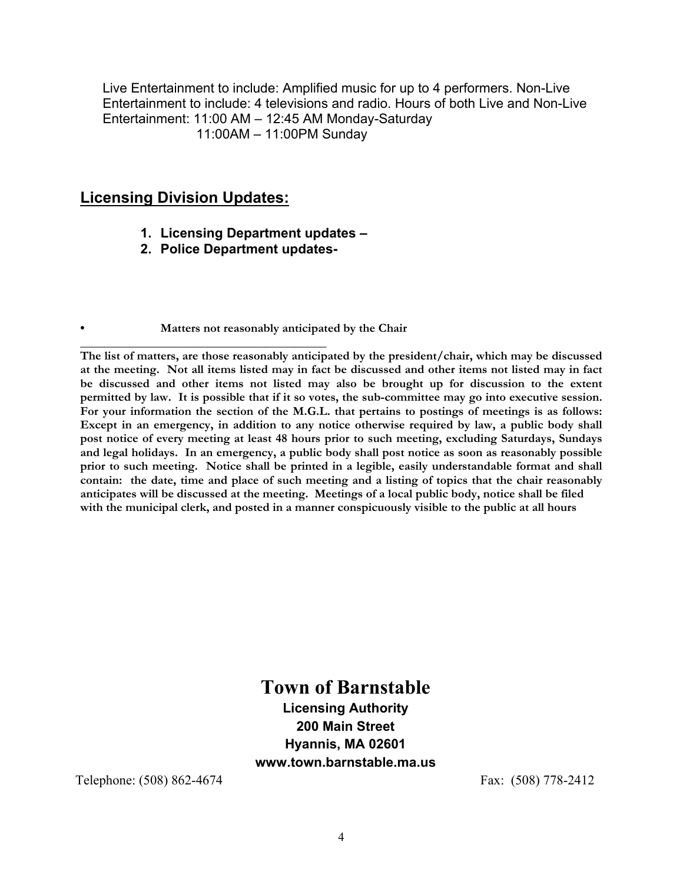Live Entertainment to include: Amplified music for up to 4 performers. Non-Live Entertainment to include: 4 televisions and radio. Hours of both Live and Non-Live Entertainment: 11:00 AM – 12:45 AM Monday-Saturday
11:00AM – 11:00PM Sunday

## Licensing Division Updates:

1. **Licensing Department updates –**
2. **Police Department updates-**

- **Matters not reasonably anticipated by the Chair**

---

**The list of matters, are those reasonably anticipated by the president/chair, which may be discussed at the meeting. Not all items listed may in fact be discussed and other items not listed may in fact be discussed and other items not listed may also be brought up for discussion to the extent permitted by law. It is possible that if it so votes, the sub-committee may go into executive session. For your information the section of the M.G.L. that pertains to postings of meetings is as follows: Except in an emergency, in addition to any notice otherwise required by law, a public body shall post notice of every meeting at least 48 hours prior to such meeting, excluding Saturdays, Sundays and legal holidays. In an emergency, a public body shall post notice as soon as reasonably possible prior to such meeting. Notice shall be printed in a legible, easily understandable format and shall contain: the date, time and place of such meeting and a listing of topics that the chair reasonably anticipates will be discussed at the meeting. Meetings of a local public body, notice shall be filed with the municipal clerk, and posted in a manner conspicuously visible to the public at all hours**

# Town of Barnstable

**Licensing Authority**
**200 Main Street**
**Hyannis, MA 02601**
**www.town.barnstable.ma.us**

Telephone: (508) 862-4674 Fax: (508) 778-2412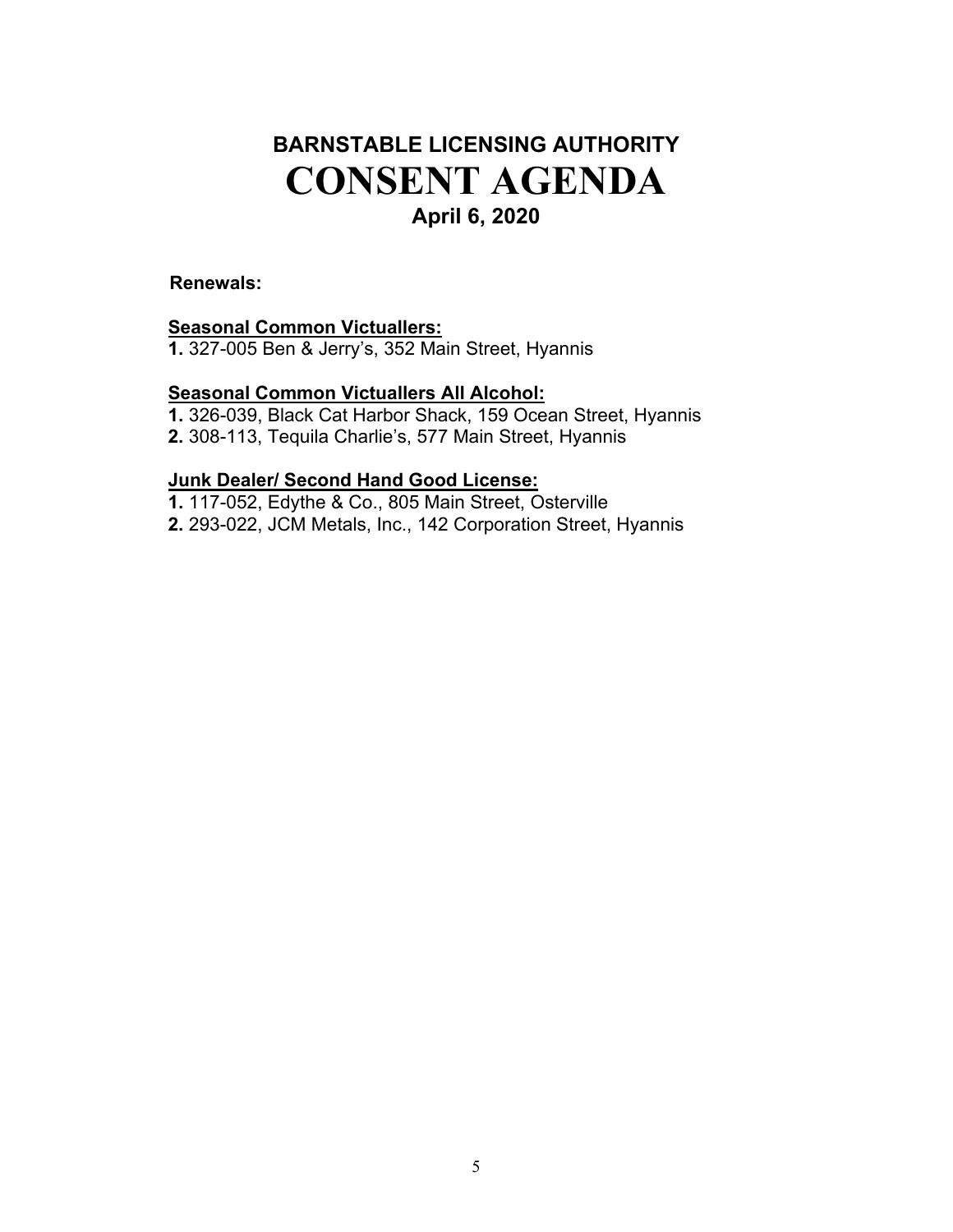# BARNSTABLE LICENSING AUTHORITY
# CONSENT AGENDA
## April 6, 2020

**Renewals:**

**Seasonal Common Victuallers:**

**1.** 327-005 Ben & Jerry's, 352 Main Street, Hyannis

**Seasonal Common Victuallers All Alcohol:**

**1.** 326-039, Black Cat Harbor Shack, 159 Ocean Street, Hyannis
**2.** 308-113, Tequila Charlie's, 577 Main Street, Hyannis

**Junk Dealer/ Second Hand Good License:**

**1.** 117-052, Edythe & Co., 805 Main Street, Osterville
**2.** 293-022, JCM Metals, Inc., 142 Corporation Street, Hyannis